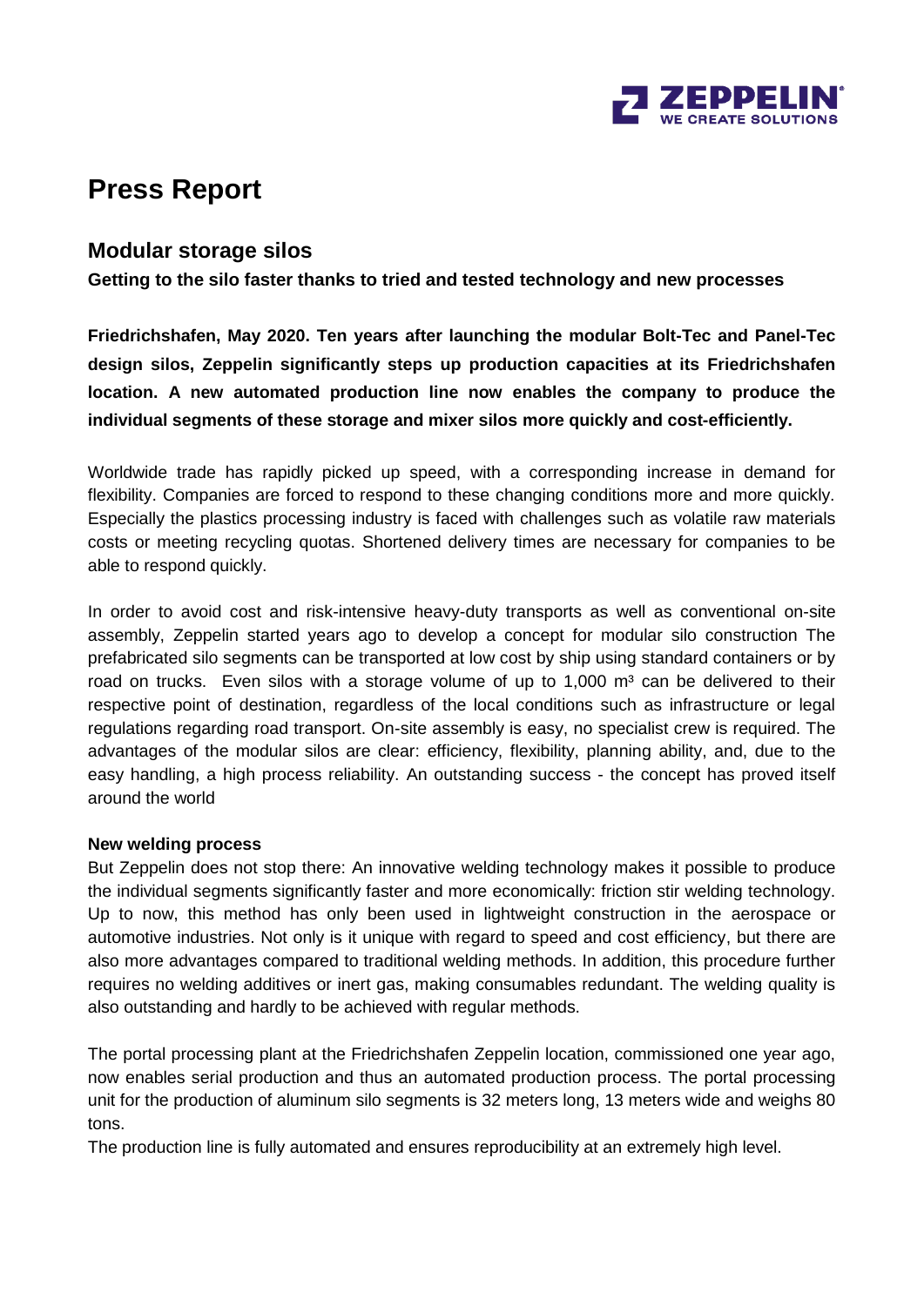# Press Report

## Modular storage silos

**Getting to the silo faster thanks to tried and tested technology and new processes**

**Friedrichshafen, May 2020. Ten years after launching the modular Bolt-Tec and Panel-Tec design silos, Zeppelin significantly steps up production capacities at its Friedrichshafen location. A new automated production line now enables the company to produce the individual segments of these storage and mixer silos more quickly and cost-efficiently.**

Worldwide trade has rapidly picked up speed, with a corresponding increase in demand for flexibility. Companies are forced to respond to these changing conditions more and more quickly. Especially the plastics processing industry is faced with challenges such as volatile raw materials costs or meeting recycling quotas. Shortened delivery times are necessary for companies to be able to respond quickly.

In order to avoid cost and risk-intensive heavy-duty transports as well as conventional on-site assembly, Zeppelin started years ago to develop a concept for modular silo construction The prefabricated silo segments can be transported at low cost by ship using standard containers or by road on trucks. Even silos with a storage volume of up to 1,000 m³ can be delivered to their respective point of destination, regardless of the local conditions such as infrastructure or legal regulations regarding road transport. On-site assembly is easy, no specialist crew is required. The advantages of the modular silos are clear: efficiency, flexibility, planning ability, and, due to the easy handling, a high process reliability. An outstanding success - the concept has proved itself around the world

**New welding process**

But Zeppelin does not stop there: An innovative welding technology makes it possible to produce the individual segments significantly faster and more economically: friction stir welding technology. Up to now, this method has only been used in lightweight construction in the aerospace or automotive industries. Not only is it unique with regard to speed and cost efficiency, but there are also more advantages compared to traditional welding methods. In addition, this procedure further requires no welding additives or inert gas, making consumables redundant. The welding quality is also outstanding and hardly to be achieved with regular methods.

The portal processing plant at the Friedrichshafen Zeppelin location, commissioned one year ago, now enables serial production and thus an automated production process. The portal processing unit for the production of aluminum silo segments is 32 meters long, 13 meters wide and weighs 80 tons.

The production line is fully automated and ensures reproducibility at an extremely high level.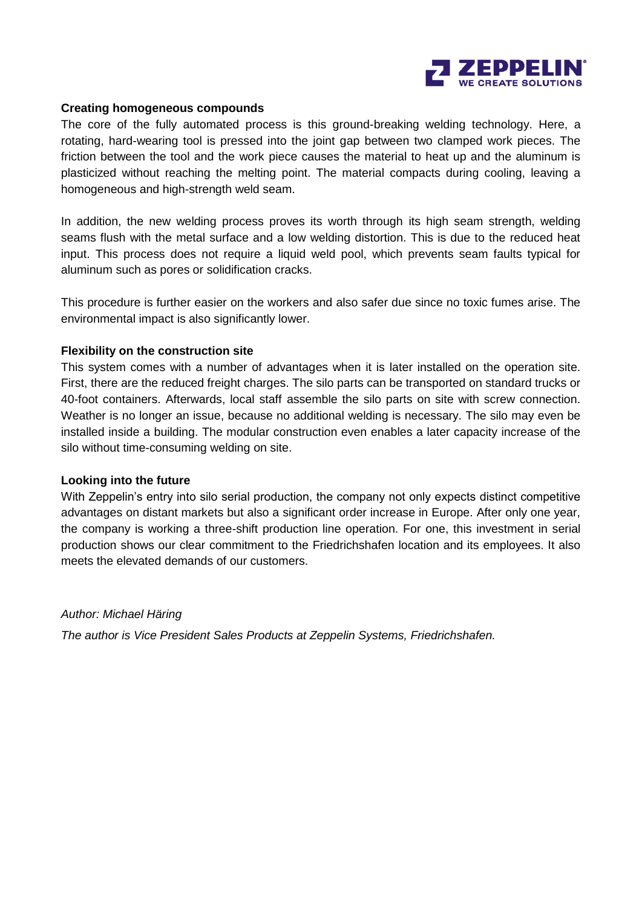### Creating homogeneous compounds

The core of the fully automated process is this ground-breaking welding technology. Here, a rotating, hard-wearing tool is pressed into the joint gap between two clamped work pieces. The friction between the tool and the work piece causes the material to heat up and the aluminum is plasticized without reaching the melting point. The material compacts during cooling, leaving a homogeneous and high-strength weld seam.

In addition, the new welding process proves its worth through its high seam strength, welding seams flush with the metal surface and a low welding distortion. This is due to the reduced heat input. This process does not require a liquid weld pool, which prevents seam faults typical for aluminum such as pores or solidification cracks.

This procedure is further easier on the workers and also safer due since no toxic fumes arise. The environmental impact is also significantly lower.

### Flexibility on the construction site

This system comes with a number of advantages when it is later installed on the operation site. First, there are the reduced freight charges. The silo parts can be transported on standard trucks or 40-foot containers. Afterwards, local staff assemble the silo parts on site with screw connection. Weather is no longer an issue, because no additional welding is necessary. The silo may even be installed inside a building. The modular construction even enables a later capacity increase of the silo without time-consuming welding on site.

### Looking into the future

With Zeppelin's entry into silo serial production, the company not only expects distinct competitive advantages on distant markets but also a significant order increase in Europe. After only one year, the company is working a three-shift production line operation. For one, this investment in serial production shows our clear commitment to the Friedrichshafen location and its employees. It also meets the elevated demands of our customers.

*Author: Michael Häring*

*The author is Vice President Sales Products at Zeppelin Systems, Friedrichshafen.*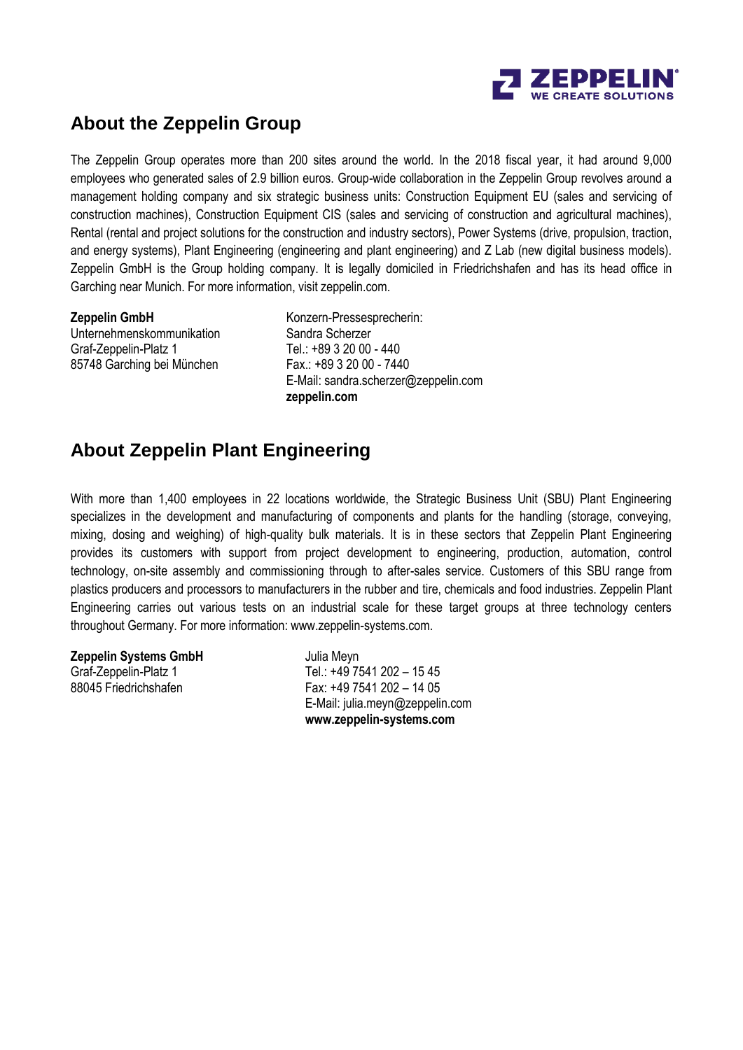## About the Zeppelin Group

The Zeppelin Group operates more than 200 sites around the world. In the 2018 fiscal year, it had around 9,000 employees who generated sales of 2.9 billion euros. Group-wide collaboration in the Zeppelin Group revolves around a management holding company and six strategic business units: Construction Equipment EU (sales and servicing of construction machines), Construction Equipment CIS (sales and servicing of construction and agricultural machines), Rental (rental and project solutions for the construction and industry sectors), Power Systems (drive, propulsion, traction, and energy systems), Plant Engineering (engineering and plant engineering) and Z Lab (new digital business models). Zeppelin GmbH is the Group holding company. It is legally domiciled in Friedrichshafen and has its head office in Garching near Munich. For more information, visit zeppelin.com.

**Zeppelin GmbH**
Unternehmenskommunikation
Graf-Zeppelin-Platz 1
85748 Garching bei München

Konzern-Pressesprecherin:
Sandra Scherzer
Tel.: +89 3 20 00 - 440
Fax.: +89 3 20 00 - 7440
E-Mail: sandra.scherzer@zeppelin.com
**zeppelin.com**

## About Zeppelin Plant Engineering

With more than 1,400 employees in 22 locations worldwide, the Strategic Business Unit (SBU) Plant Engineering specializes in the development and manufacturing of components and plants for the handling (storage, conveying, mixing, dosing and weighing) of high-quality bulk materials. It is in these sectors that Zeppelin Plant Engineering provides its customers with support from project development to engineering, production, automation, control technology, on-site assembly and commissioning through to after-sales service. Customers of this SBU range from plastics producers and processors to manufacturers in the rubber and tire, chemicals and food industries. Zeppelin Plant Engineering carries out various tests on an industrial scale for these target groups at three technology centers throughout Germany. For more information: www.zeppelin-systems.com.

**Zeppelin Systems GmbH**
Graf-Zeppelin-Platz 1
88045 Friedrichshafen

Julia Meyn
Tel.: +49 7541 202 – 15 45
Fax: +49 7541 202 – 14 05
E-Mail: julia.meyn@zeppelin.com
**www.zeppelin-systems.com**